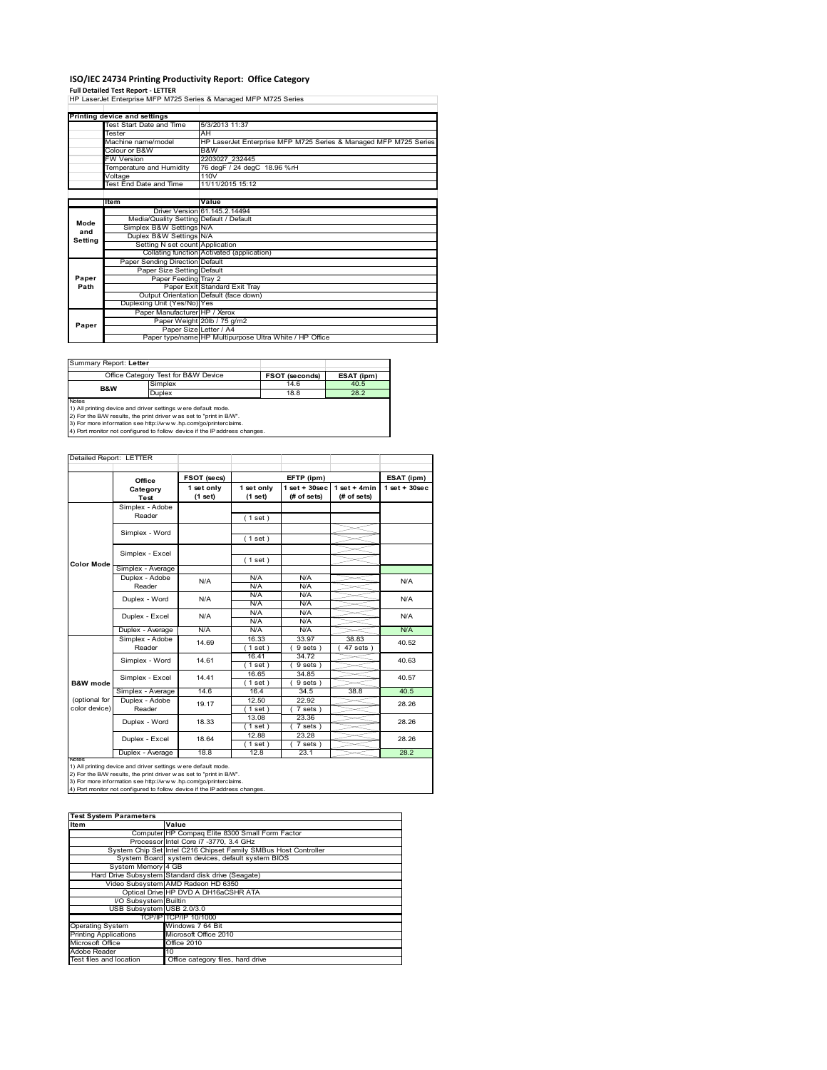# ISO/IEC 24734 Printing Productivity Report: Office Category

**Full Detailed Test Report - LETTER**

HP LaserJet Enterprise MFP M725 Series & Managed MFP M725 Series

| Printing device and settings | |
|---|---|
| Test Start Date and Time | 5/3/2013 11:37 |
| Tester | AH |
| Machine name/model | HP LaserJet Enterprise MFP M725 Series & Managed MFP M725 Series |
| Colour or B&W | B&W |
| FW Version | 2203027_232445 |
| Temperature and Humidity | 76 degF / 24 degC 18.96 %rH |
| Voltage | 110V |
| Test End Date and Time | 11/11/2015 15:12 |

| | Item | Value |
|---|---|---|
| Mode and Setting | Driver Version | 61.145.2.14494 |
| | Media/Quality Setting | Default / Default |
| | Simplex B&W Settings | N/A |
| | Duplex B&W Settings | N/A |
| | Setting N set count | Application |
| | Collating function | Activated (application) |
| Paper Path | Paper Sending Direction | Default |
| | Paper Size Setting | Default |
| | Paper Feeding | Tray 2 |
| | Paper Exit | Standard Exit Tray |
| | Output Orientation | Default (face down) |
| | Duplexing Unit (Yes/No) | Yes |
| Paper | Paper Manufacturer | HP / Xerox |
| | Paper Weight | 20lb / 75 g/m2 |
| | Paper Size | Letter / A4 |
| | Paper type/name | HP Multipurpose Ultra White / HP Office |

Summary Report: **Letter**

| Office Category Test for B&W Device | | FSOT (seconds) | ESAT (ipm) |
|---|---|---|---|
| B&W | Simplex | 14.6 | 40.5 |
| | Duplex | 18.8 | 28.2 |

Notes
1) All printing device and driver settings were default mode.
2) For the B/W results, the print driver was set to "print in B/W".
3) For more information see http://www.hp.com/go/printerclaims.
4) Port monitor not configured to follow device if the IP address changes.

Detailed Report: LETTER

| | Office Category Test | FSOT (secs) 1 set only (1 set) | EFTP (ipm) 1 set only (1 set) | EFTP (ipm) 1 set + 30sec (# of sets) | EFTP (ipm) 1 set + 4min (# of sets) | ESAT (ipm) 1 set + 30sec |
|---|---|---|---|---|---|---|
| Color Mode | Simplex - Adobe Reader | | ( 1 set ) | | | |
| | Simplex - Word | | ( 1 set ) | | | |
| | Simplex - Excel | | ( 1 set ) | | | |
| | Simplex - Average | | | | | |
| | Duplex - Adobe Reader | N/A | N/A / N/A | N/A / N/A | | N/A |
| | Duplex - Word | N/A | N/A / N/A | N/A / N/A | | N/A |
| | Duplex - Excel | N/A | N/A / N/A | N/A / N/A | | N/A |
| | Duplex - Average | N/A | N/A | N/A | | N/A |
| B&W mode (optional for color device) | Simplex - Adobe Reader | 14.69 | 16.33 ( 1 set ) | 33.97 ( 9 sets ) | 38.83 ( 47 sets ) | 40.52 |
| | Simplex - Word | 14.61 | 16.41 ( 1 set ) | 34.72 ( 9 sets ) | | 40.63 |
| | Simplex - Excel | 14.41 | 16.65 ( 1 set ) | 34.85 ( 9 sets ) | | 40.57 |
| | Simplex - Average | 14.6 | 16.4 | 34.5 | 38.8 | 40.5 |
| | Duplex - Adobe Reader | 19.17 | 12.50 ( 1 set ) | 22.92 ( 7 sets ) | | 28.26 |
| | Duplex - Word | 18.33 | 13.08 ( 1 set ) | 23.36 ( 7 sets ) | | 28.26 |
| | Duplex - Excel | 18.64 | 12.88 ( 1 set ) | 23.28 ( 7 sets ) | | 28.26 |
| | Duplex - Average | 18.8 | 12.8 | 23.1 | | 28.2 |

Notes
1) All printing device and driver settings were default mode.
2) For the B/W results, the print driver was set to "print in B/W".
3) For more information see http://www.hp.com/go/printerclaims.
4) Port monitor not configured to follow device if the IP address changes.

| Test System Parameters | |
|---|---|
| **Item** | **Value** |
| Computer | HP Compaq Elite 8300 Small Form Factor |
| Processor | Intel Core i7 -3770, 3.4 GHz |
| System Chip Set | Intel C216 Chipset Family SMBus Host Controller |
| System Board | system devices, default system BIOS |
| System Memory | 4 GB |
| Hard Drive Subsystem | Standard disk drive (Seagate) |
| Video Subsystem | AMD Radeon HD 6350 |
| Optical Drive | HP DVD A DH16aCSHR ATA |
| I/O Subsystem | Builtin |
| USB Subsystem | USB 2.0/3.0 |
| TCP/IP | TCP/IP 10/1000 |
| Operating System | Windows 7 64 Bit |
| Printing Applications | Microsoft Office 2010 |
| Microsoft Office | Office 2010 |
| Adobe Reader | 10 |
| Test files and location | Office category files, hard drive |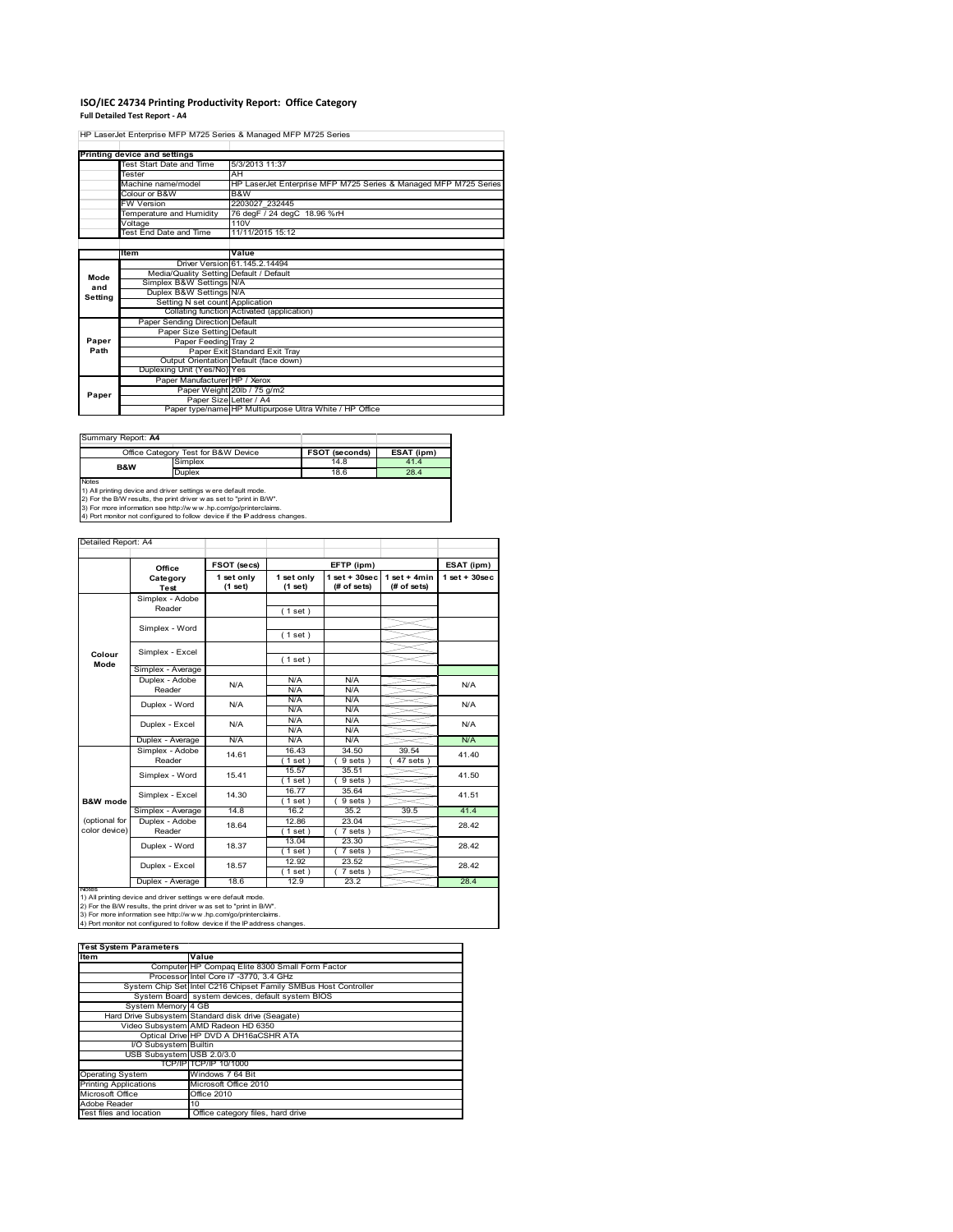# ISO/IEC 24734 Printing Productivity Report: Office Category

**Full Detailed Test Report - A4**

HP LaserJet Enterprise MFP M725 Series & Managed MFP M725 Series

| Printing device and settings | |
|---|---|
| Test Start Date and Time | 5/3/2013 11:37 |
| Tester | AH |
| Machine name/model | HP LaserJet Enterprise MFP M725 Series & Managed MFP M725 Series |
| Colour or B&W | B&W |
| FW Version | 2203027_232445 |
| Temperature and Humidity | 76 degF / 24 degC 18.96 %rH |
| Voltage | 110V |
| Test End Date and Time | 11/11/2015 15:12 |

| | Item | Value |
|---|---|---|
| Mode and Setting | Driver Version | 61.145.2.14494 |
| | Media/Quality Setting | Default / Default |
| | Simplex B&W Settings | N/A |
| | Duplex B&W Settings | N/A |
| | Setting N set count | Application |
| | Collating function | Activated (application) |
| Paper Path | Paper Sending Direction | Default |
| | Paper Size Setting | Default |
| | Paper Feeding | Tray 2 |
| | Paper Exit | Standard Exit Tray |
| | Output Orientation | Default (face down) |
| | Duplexing Unit (Yes/No) | Yes |
| Paper | Paper Manufacturer | HP / Xerox |
| | Paper Weight | 20lb / 75 g/m2 |
| | Paper Size | Letter / A4 |
| | Paper type/name | HP Multipurpose Ultra White / HP Office |

Summary Report: **A4**

| Office Category Test for B&W Device | | FSOT (seconds) | ESAT (ipm) |
|---|---|---|---|
| B&W | Simplex | 14.8 | 41.4 |
| | Duplex | 18.6 | 28.4 |

Notes
1) All printing device and driver settings were default mode.
2) For the B/W results, the print driver was set to "print in B/W".
3) For more information see http://www.hp.com/go/printerclaims.
4) Port monitor not configured to follow device if the IP address changes.

Detailed Report: A4

| | Office Category Test | FSOT (secs) 1 set only (1 set) | EFTP (ipm) 1 set only (1 set) | EFTP (ipm) 1 set + 30sec (# of sets) | EFTP (ipm) 1 set + 4min (# of sets) | ESAT (ipm) 1 set + 30sec |
|---|---|---|---|---|---|---|
| Colour Mode | Simplex - Adobe Reader | | (1 set) | | | |
| | Simplex - Word | | (1 set) | | | |
| | Simplex - Excel | | (1 set) | | | |
| | Simplex - Average | | | | | |
| | Duplex - Adobe Reader | N/A | N/A<br>N/A | N/A<br>N/A | | N/A |
| | Duplex - Word | N/A | N/A<br>N/A | N/A<br>N/A | | N/A |
| | Duplex - Excel | N/A | N/A<br>N/A | N/A<br>N/A | | N/A |
| | Duplex - Average | N/A | N/A | N/A | | N/A |
| B&W mode (optional for color device) | Simplex - Adobe Reader | 14.61 | 16.43<br>(1 set) | 34.50<br>(9 sets) | 39.54<br>(47 sets) | 41.40 |
| | Simplex - Word | 15.41 | 15.57<br>(1 set) | 35.51<br>(9 sets) | | 41.50 |
| | Simplex - Excel | 14.30 | 16.77<br>(1 set) | 35.64<br>(9 sets) | | 41.51 |
| | Simplex - Average | 14.8 | 16.2 | 35.2 | 39.5 | 41.4 |
| | Duplex - Adobe Reader | 18.64 | 12.86<br>(1 set) | 23.04<br>(7 sets) | | 28.42 |
| | Duplex - Word | 18.37 | 13.04<br>(1 set) | 23.30<br>(7 sets) | | 28.42 |
| | Duplex - Excel | 18.57 | 12.92<br>(1 set) | 23.52<br>(7 sets) | | 28.42 |
| | Duplex - Average | 18.6 | 12.9 | 23.2 | | 28.4 |

Notes
1) All printing device and driver settings were default mode.
2) For the B/W results, the print driver was set to "print in B/W".
3) For more information see http://www.hp.com/go/printerclaims.
4) Port monitor not configured to follow device if the IP address changes.

| Test System Parameters | |
|---|---|
| **Item** | **Value** |
| Computer | HP Compaq Elite 8300 Small Form Factor |
| Processor | Intel Core i7 -3770, 3.4 GHz |
| System Chip Set | Intel C216 Chipset Family SMBus Host Controller |
| System Board | system devices, default system BIOS |
| System Memory | 4 GB |
| Hard Drive Subsystem | Standard disk drive (Seagate) |
| Video Subsystem | AMD Radeon HD 6350 |
| Optical Drive | HP DVD A DH16aCSHR ATA |
| I/O Subsystem | Builtin |
| USB Subsystem | USB 2.0/3.0 |
| TCP/IP | TCP/IP 10/1000 |
| Operating System | Windows 7 64 Bit |
| Printing Applications | Microsoft Office 2010 |
| Microsoft Office | Office 2010 |
| Adobe Reader | 10 |
| Test files and location | Office category files, hard drive |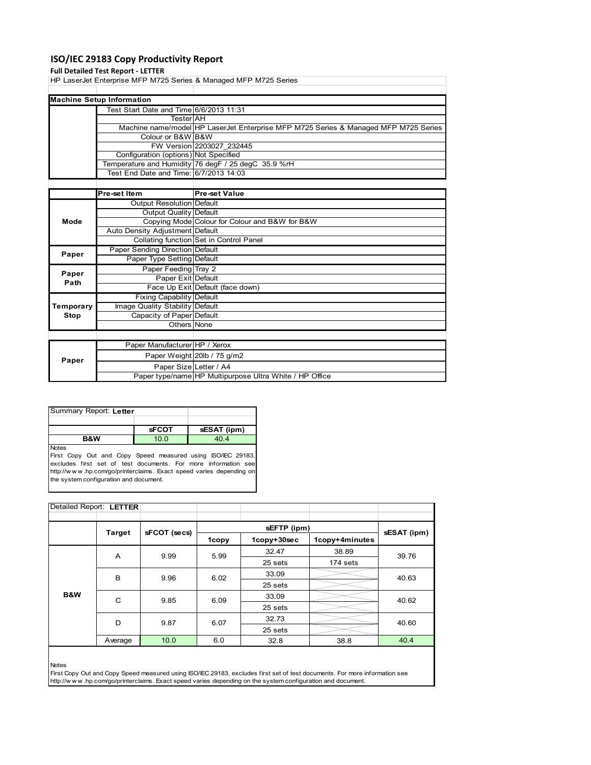# ISO/IEC 29183 Copy Productivity Report

**Full Detailed Test Report - LETTER**

HP LaserJet Enterprise MFP M725 Series & Managed MFP M725 Series

| Machine Setup Information | | |
|---|---|---|
| | Test Start Date and Time | 6/6/2013 11:31 |
| | Tester | AH |
| | Machine name/model | HP LaserJet Enterprise MFP M725 Series & Managed MFP M725 Series |
| | Colour or B&W | B&W |
| | FW Version | 2203027_232445 |
| | Configuration (options) | Not Specified |
| | Temperature and Humidity | 76 degF / 25 degC 35.9 %rH |
| | Test End Date and Time: | 6/7/2013 14:03 |

| | Pre-set Item | Pre-set Value |
|---|---|---|
| Mode | Output Resolution | Default |
| | Output Quality | Default |
| | Copying Mode | Colour for Colour and B&W for B&W |
| | Auto Density Adjustment | Default |
| | Collating function | Set in Control Panel |
| Paper | Paper Sending Direction | Default |
| | Paper Type Setting | Default |
| Paper Path | Paper Feeding | Tray 2 |
| | Paper Exit | Default |
| | Face Up Exit | Default (face down) |
| Temporary Stop | Fixing Capability | Default |
| | Image Quality Stability | Default |
| | Capacity of Paper | Default |
| | Others | None |

| | | |
|---|---|---|
| Paper | Paper Manufacturer | HP / Xerox |
| | Paper Weight | 20lb / 75 g/m2 |
| | Paper Size | Letter / A4 |
| | Paper type/name | HP Multipurpose Ultra White / HP Office |

Summary Report: **Letter**

| | sFCOT | sESAT (ipm) |
|---|---|---|
| B&W | 10.0 | 40.4 |

Notes
First Copy Out and Copy Speed measured using ISO/IEC 29183, excludes first set of test documents. For more information see http://w w w .hp.com/go/printerclaims. Exact speed varies depending on the system configuration and document.

Detailed Report: **LETTER**

| | Target | sFCOT (secs) | sEFTP (ipm) | | | sESAT (ipm) |
|---|---|---|---|---|---|---|
| | | | 1copy | 1copy+30sec | 1copy+4minutes | |
| B&W | A | 9.99 | 5.99 | 32.47 | 38.89 | 39.76 |
| | | | | 25 sets | 174 sets | |
| | B | 9.96 | 6.02 | 33.09 | | 40.63 |
| | | | | 25 sets | | |
| | C | 9.85 | 6.09 | 33.09 | | 40.62 |
| | | | | 25 sets | | |
| | D | 9.87 | 6.07 | 32.73 | | 40.60 |
| | | | | 25 sets | | |
| | Average | 10.0 | 6.0 | 32.8 | 38.8 | 40.4 |

Notes
First Copy Out and Copy Speed measured using ISO/IEC 29183, excludes first set of test documents. For more information see http://w w w .hp.com/go/printerclaims. Exact speed varies depending on the system configuration and document.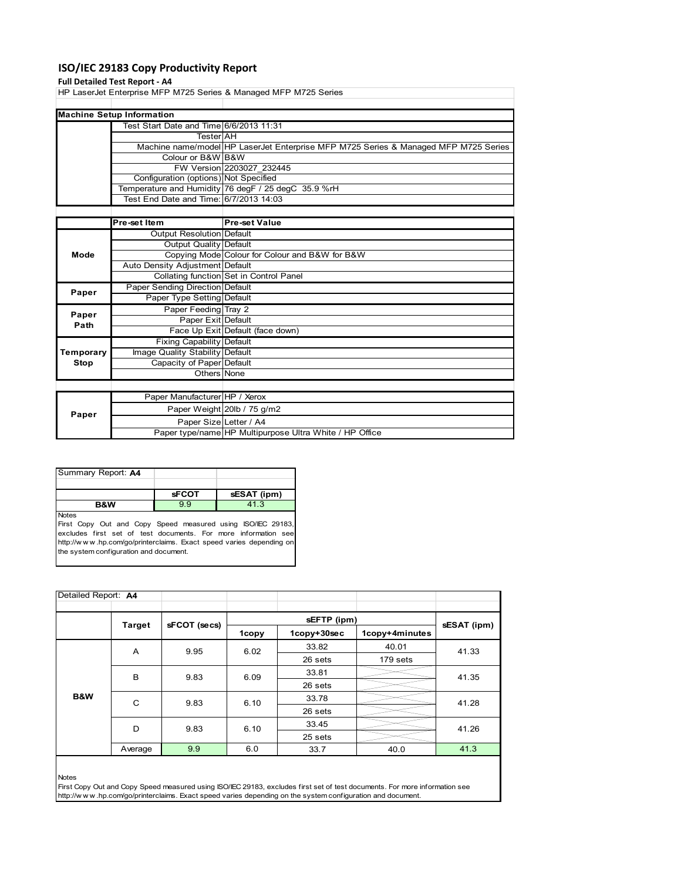# ISO/IEC 29183 Copy Productivity Report

**Full Detailed Test Report - A4**

HP LaserJet Enterprise MFP M725 Series & Managed MFP M725 Series

| Machine Setup Information | | |
|---|---|---|
| | Test Start Date and Time | 6/6/2013 11:31 |
| | Tester | AH |
| | Machine name/model | HP LaserJet Enterprise MFP M725 Series & Managed MFP M725 Series |
| | Colour or B&W | B&W |
| | FW Version | 2203027_232445 |
| | Configuration (options) | Not Specified |
| | Temperature and Humidity | 76 degF / 25 degC 35.9 %rH |
| | Test End Date and Time: | 6/7/2013 14:03 |

| | Pre-set Item | Pre-set Value |
|---|---|---|
| Mode | Output Resolution | Default |
| | Output Quality | Default |
| | Copying Mode | Colour for Colour and B&W for B&W |
| | Auto Density Adjustment | Default |
| | Collating function | Set in Control Panel |
| Paper | Paper Sending Direction | Default |
| | Paper Type Setting | Default |
| Paper Path | Paper Feeding | Tray 2 |
| | Paper Exit | Default |
| | Face Up Exit | Default (face down) |
| Temporary Stop | Fixing Capability | Default |
| | Image Quality Stability | Default |
| | Capacity of Paper | Default |
| | Others | None |

| | | |
|---|---|---|
| Paper | Paper Manufacturer | HP / Xerox |
| | Paper Weight | 20lb / 75 g/m2 |
| | Paper Size | Letter / A4 |
| | Paper type/name | HP Multipurpose Ultra White / HP Office |

Summary Report: **A4**

| | sFCOT | sESAT (ipm) |
|---|---|---|
| B&W | 9.9 | 41.3 |

Notes
First Copy Out and Copy Speed measured using ISO/IEC 29183, excludes first set of test documents. For more information see http://www.hp.com/go/printerclaims. Exact speed varies depending on the system configuration and document.

Detailed Report: **A4**

| | Target | sFCOT (secs) | sEFTP (ipm) 1copy | sEFTP (ipm) 1copy+30sec | sEFTP (ipm) 1copy+4minutes | sESAT (ipm) |
|---|---|---|---|---|---|---|
| B&W | A | 9.95 | 6.02 | 33.82<br>26 sets | 40.01<br>179 sets | 41.33 |
| | B | 9.83 | 6.09 | 33.81<br>26 sets | | 41.35 |
| | C | 9.83 | 6.10 | 33.78<br>26 sets | | 41.28 |
| | D | 9.83 | 6.10 | 33.45<br>25 sets | | 41.26 |
| | Average | 9.9 | 6.0 | 33.7 | 40.0 | 41.3 |

Notes
First Copy Out and Copy Speed measured using ISO/IEC 29183, excludes first set of test documents. For more information see http://www.hp.com/go/printerclaims. Exact speed varies depending on the system configuration and document.